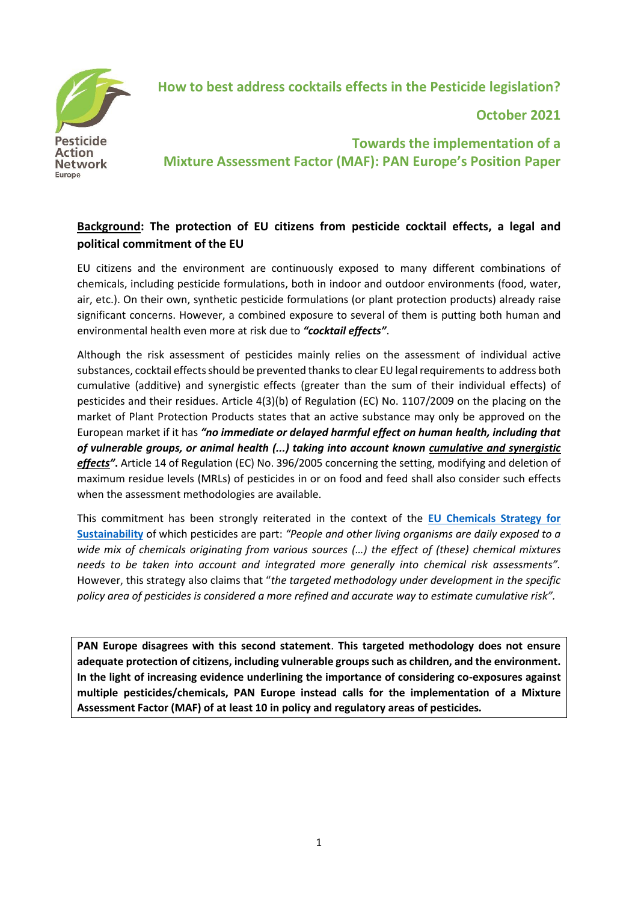Pesticide Action Network Europe

# How to best address cocktails effects in the Pesticide legislation?

**October 2021**

## Towards the implementation of a Mixture Assessment Factor (MAF): PAN Europe's Position Paper

### Background: The protection of EU citizens from pesticide cocktail effects, a legal and political commitment of the EU

EU citizens and the environment are continuously exposed to many different combinations of chemicals, including pesticide formulations, both in indoor and outdoor environments (food, water, air, etc.). On their own, synthetic pesticide formulations (or plant protection products) already raise significant concerns. However, a combined exposure to several of them is putting both human and environmental health even more at risk due to ***"cocktail effects"***.

Although the risk assessment of pesticides mainly relies on the assessment of individual active substances, cocktail effects should be prevented thanks to clear EU legal requirements to address both cumulative (additive) and synergistic effects (greater than the sum of their individual effects) of pesticides and their residues. Article 4(3)(b) of Regulation (EC) No. 1107/2009 on the placing on the market of Plant Protection Products states that an active substance may only be approved on the European market if it has ***"no immediate or delayed harmful effect on human health, including that of vulnerable groups, or animal health (...) taking into account known cumulative and synergistic effects"***. Article 14 of Regulation (EC) No. 396/2005 concerning the setting, modifying and deletion of maximum residue levels (MRLs) of pesticides in or on food and feed shall also consider such effects when the assessment methodologies are available.

This commitment has been strongly reiterated in the context of the **EU Chemicals Strategy for Sustainability** of which pesticides are part: *"People and other living organisms are daily exposed to a wide mix of chemicals originating from various sources (…) the effect of (these) chemical mixtures needs to be taken into account and integrated more generally into chemical risk assessments".* However, this strategy also claims that "*the targeted methodology under development in the specific policy area of pesticides is considered a more refined and accurate way to estimate cumulative risk".*

**PAN Europe disagrees with this second statement. This targeted methodology does not ensure adequate protection of citizens, including vulnerable groups such as children, and the environment. In the light of increasing evidence underlining the importance of considering co-exposures against multiple pesticides/chemicals, PAN Europe instead calls for the implementation of a Mixture Assessment Factor (MAF) of at least 10 in policy and regulatory areas of pesticides.**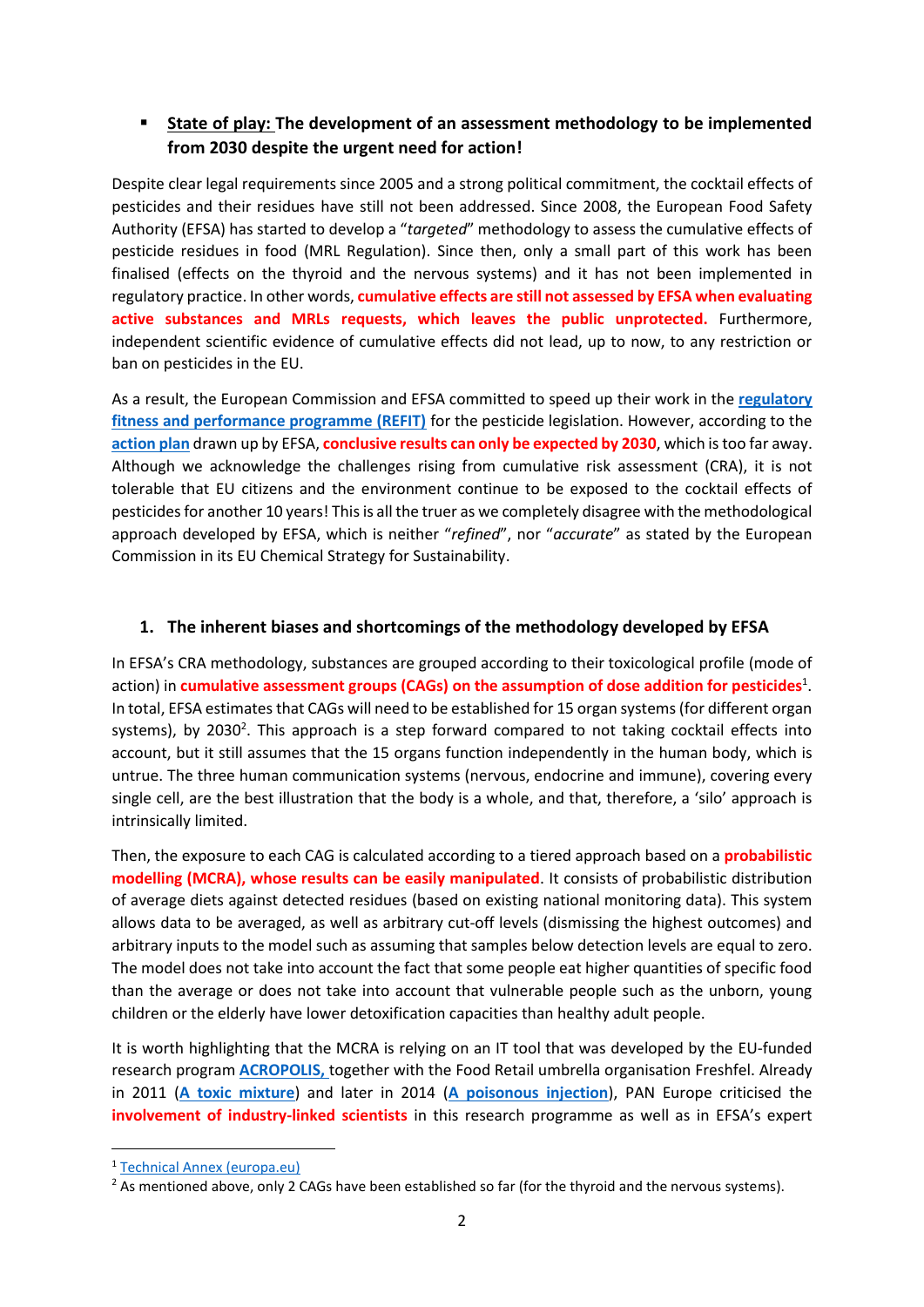- **State of play: The development of an assessment methodology to be implemented from 2030 despite the urgent need for action!**

Despite clear legal requirements since 2005 and a strong political commitment, the cocktail effects of pesticides and their residues have still not been addressed. Since 2008, the European Food Safety Authority (EFSA) has started to develop a "*targeted*" methodology to assess the cumulative effects of pesticide residues in food (MRL Regulation). Since then, only a small part of this work has been finalised (effects on the thyroid and the nervous systems) and it has not been implemented in regulatory practice. In other words, **cumulative effects are still not assessed by EFSA when evaluating active substances and MRLs requests, which leaves the public unprotected.** Furthermore, independent scientific evidence of cumulative effects did not lead, up to now, to any restriction or ban on pesticides in the EU.

As a result, the European Commission and EFSA committed to speed up their work in the **regulatory fitness and performance programme (REFIT)** for the pesticide legislation. However, according to the **action plan** drawn up by EFSA, **conclusive results can only be expected by 2030**, which is too far away. Although we acknowledge the challenges rising from cumulative risk assessment (CRA), it is not tolerable that EU citizens and the environment continue to be exposed to the cocktail effects of pesticides for another 10 years! This is all the truer as we completely disagree with the methodological approach developed by EFSA, which is neither "*refined*", nor "*accurate*" as stated by the European Commission in its EU Chemical Strategy for Sustainability.

## 1. The inherent biases and shortcomings of the methodology developed by EFSA

In EFSA's CRA methodology, substances are grouped according to their toxicological profile (mode of action) in **cumulative assessment groups (CAGs) on the assumption of dose addition for pesticides**[1]. In total, EFSA estimates that CAGs will need to be established for 15 organ systems (for different organ systems), by 2030[2]. This approach is a step forward compared to not taking cocktail effects into account, but it still assumes that the 15 organs function independently in the human body, which is untrue. The three human communication systems (nervous, endocrine and immune), covering every single cell, are the best illustration that the body is a whole, and that, therefore, a 'silo' approach is intrinsically limited.

Then, the exposure to each CAG is calculated according to a tiered approach based on a **probabilistic modelling (MCRA), whose results can be easily manipulated**. It consists of probabilistic distribution of average diets against detected residues (based on existing national monitoring data). This system allows data to be averaged, as well as arbitrary cut-off levels (dismissing the highest outcomes) and arbitrary inputs to the model such as assuming that samples below detection levels are equal to zero. The model does not take into account the fact that some people eat higher quantities of specific food than the average or does not take into account that vulnerable people such as the unborn, young children or the elderly have lower detoxification capacities than healthy adult people.

It is worth highlighting that the MCRA is relying on an IT tool that was developed by the EU-funded research program **ACROPOLIS,** together with the Food Retail umbrella organisation Freshfel. Already in 2011 (**A toxic mixture**) and later in 2014 (**A poisonous injection**), PAN Europe criticised the **involvement of industry-linked scientists** in this research programme as well as in EFSA's expert

---

[1] Technical Annex (europa.eu)

[2] As mentioned above, only 2 CAGs have been established so far (for the thyroid and the nervous systems).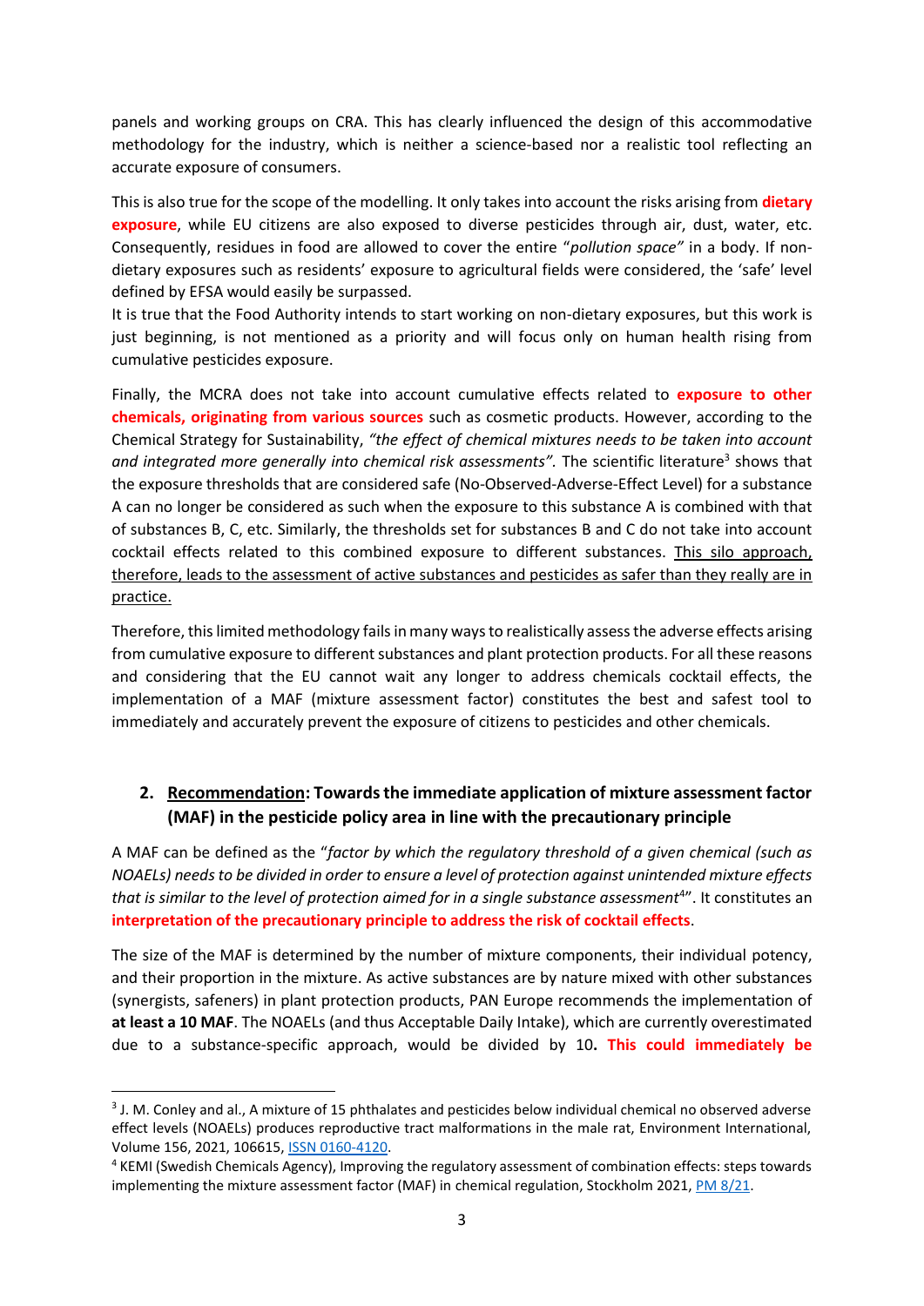panels and working groups on CRA. This has clearly influenced the design of this accommodative methodology for the industry, which is neither a science-based nor a realistic tool reflecting an accurate exposure of consumers.

This is also true for the scope of the modelling. It only takes into account the risks arising from **dietary exposure**, while EU citizens are also exposed to diverse pesticides through air, dust, water, etc. Consequently, residues in food are allowed to cover the entire "*pollution space"* in a body. If non-dietary exposures such as residents' exposure to agricultural fields were considered, the 'safe' level defined by EFSA would easily be surpassed.
It is true that the Food Authority intends to start working on non-dietary exposures, but this work is just beginning, is not mentioned as a priority and will focus only on human health rising from cumulative pesticides exposure.

Finally, the MCRA does not take into account cumulative effects related to **exposure to other chemicals, originating from various sources** such as cosmetic products. However, according to the Chemical Strategy for Sustainability, *"the effect of chemical mixtures needs to be taken into account and integrated more generally into chemical risk assessments"*. The scientific literature[3] shows that the exposure thresholds that are considered safe (No-Observed-Adverse-Effect Level) for a substance A can no longer be considered as such when the exposure to this substance A is combined with that of substances B, C, etc. Similarly, the thresholds set for substances B and C do not take into account cocktail effects related to this combined exposure to different substances. <u>This silo approach, therefore, leads to the assessment of active substances and pesticides as safer than they really are in practice.</u>

Therefore, this limited methodology fails in many ways to realistically assess the adverse effects arising from cumulative exposure to different substances and plant protection products. For all these reasons and considering that the EU cannot wait any longer to address chemicals cocktail effects, the implementation of a MAF (mixture assessment factor) constitutes the best and safest tool to immediately and accurately prevent the exposure of citizens to pesticides and other chemicals.

## 2. <u>Recommendation</u>: Towards the immediate application of mixture assessment factor (MAF) in the pesticide policy area in line with the precautionary principle

A MAF can be defined as the "*factor by which the regulatory threshold of a given chemical (such as NOAELs) needs to be divided in order to ensure a level of protection against unintended mixture effects that is similar to the level of protection aimed for in a single substance assessment*[4]". It constitutes an **interpretation of the precautionary principle to address the risk of cocktail effects**.

The size of the MAF is determined by the number of mixture components, their individual potency, and their proportion in the mixture. As active substances are by nature mixed with other substances (synergists, safeners) in plant protection products, PAN Europe recommends the implementation of **at least a 10 MAF**. The NOAELs (and thus Acceptable Daily Intake), which are currently overestimated due to a substance-specific approach, would be divided by 10**. This could immediately be**

---

[3] J. M. Conley and al., A mixture of 15 phthalates and pesticides below individual chemical no observed adverse effect levels (NOAELs) produces reproductive tract malformations in the male rat, Environment International, Volume 156, 2021, 106615, ISSN 0160-4120.

[4] KEMI (Swedish Chemicals Agency), Improving the regulatory assessment of combination effects: steps towards implementing the mixture assessment factor (MAF) in chemical regulation, Stockholm 2021, PM 8/21.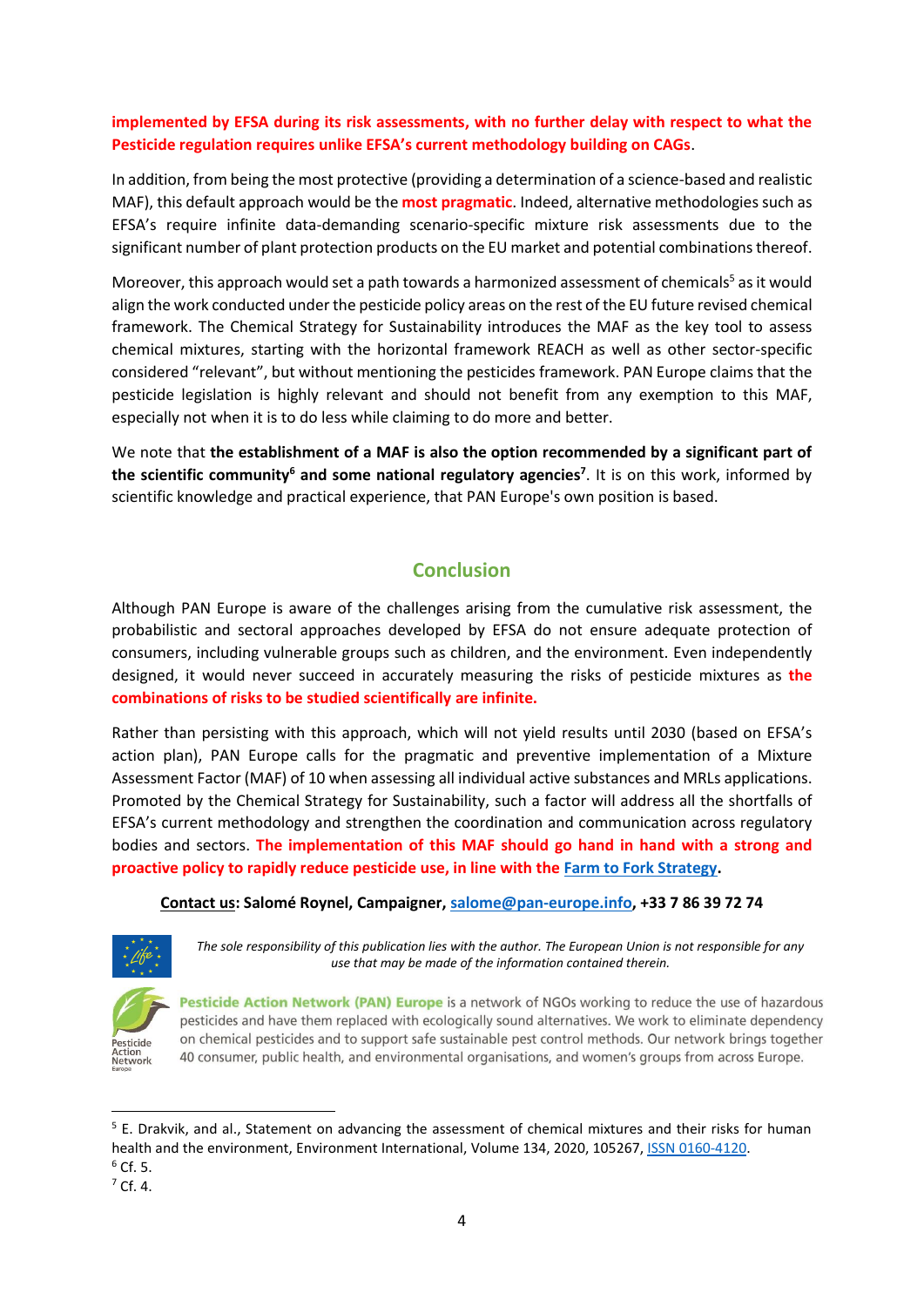**implemented by EFSA during its risk assessments, with no further delay with respect to what the Pesticide regulation requires unlike EFSA's current methodology building on CAGs**.

In addition, from being the most protective (providing a determination of a science-based and realistic MAF), this default approach would be the **most pragmatic**. Indeed, alternative methodologies such as EFSA's require infinite data-demanding scenario-specific mixture risk assessments due to the significant number of plant protection products on the EU market and potential combinations thereof.

Moreover, this approach would set a path towards a harmonized assessment of chemicals[5] as it would align the work conducted under the pesticide policy areas on the rest of the EU future revised chemical framework. The Chemical Strategy for Sustainability introduces the MAF as the key tool to assess chemical mixtures, starting with the horizontal framework REACH as well as other sector-specific considered "relevant", but without mentioning the pesticides framework. PAN Europe claims that the pesticide legislation is highly relevant and should not benefit from any exemption to this MAF, especially not when it is to do less while claiming to do more and better.

We note that **the establishment of a MAF is also the option recommended by a significant part of the scientific community[6] and some national regulatory agencies[7]**. It is on this work, informed by scientific knowledge and practical experience, that PAN Europe's own position is based.

## Conclusion

Although PAN Europe is aware of the challenges arising from the cumulative risk assessment, the probabilistic and sectoral approaches developed by EFSA do not ensure adequate protection of consumers, including vulnerable groups such as children, and the environment. Even independently designed, it would never succeed in accurately measuring the risks of pesticide mixtures as **the combinations of risks to be studied scientifically are infinite.**

Rather than persisting with this approach, which will not yield results until 2030 (based on EFSA's action plan), PAN Europe calls for the pragmatic and preventive implementation of a Mixture Assessment Factor (MAF) of 10 when assessing all individual active substances and MRLs applications. Promoted by the Chemical Strategy for Sustainability, such a factor will address all the shortfalls of EFSA's current methodology and strengthen the coordination and communication across regulatory bodies and sectors. **The implementation of this MAF should go hand in hand with a strong and proactive policy to rapidly reduce pesticide use, in line with the Farm to Fork Strategy.**

**Contact us: Salomé Roynel, Campaigner, salome@pan-europe.info, +33 7 86 39 72 74**

*The sole responsibility of this publication lies with the author. The European Union is not responsible for any use that may be made of the information contained therein.*

**Pesticide Action Network (PAN) Europe** is a network of NGOs working to reduce the use of hazardous pesticides and have them replaced with ecologically sound alternatives. We work to eliminate dependency on chemical pesticides and to support safe sustainable pest control methods. Our network brings together 40 consumer, public health, and environmental organisations, and women's groups from across Europe.

---

[5] E. Drakvik, and al., Statement on advancing the assessment of chemical mixtures and their risks for human health and the environment, Environment International, Volume 134, 2020, 105267, ISSN 0160-4120.

[6] Cf. 5.

[7] Cf. 4.